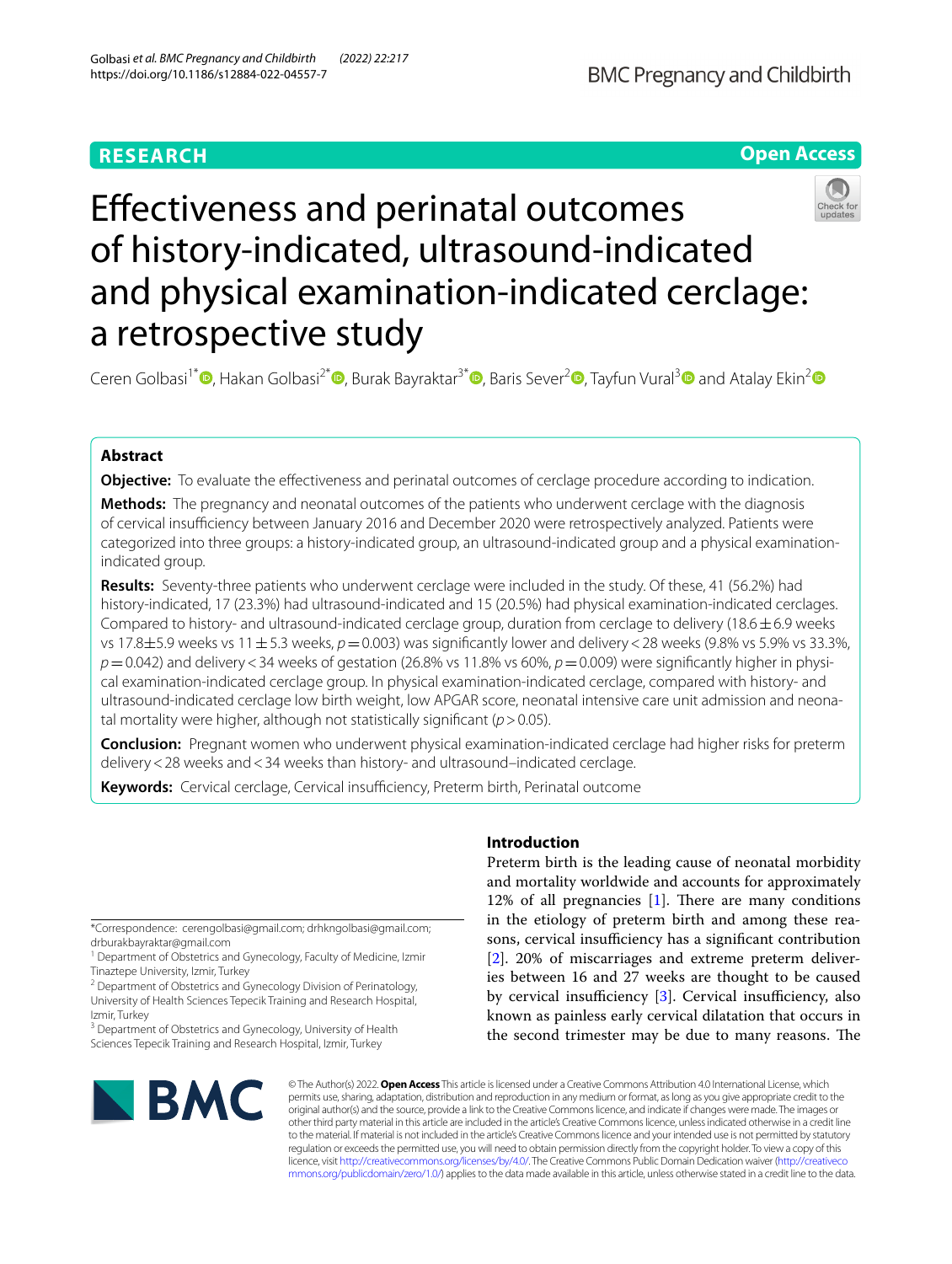RESEARCH

Open Access

# Effectiveness and perinatal outcomes of history-indicated, ultrasound-indicated and physical examination-indicated cerclage: a retrospective study

Ceren Golbasi[1*], Hakan Golbasi[2*], Burak Bayraktar[3*], Baris Sever[2], Tayfun Vural[3] and Atalay Ekin[2]

## Abstract

**Objective:** To evaluate the effectiveness and perinatal outcomes of cerclage procedure according to indication.

**Methods:** The pregnancy and neonatal outcomes of the patients who underwent cerclage with the diagnosis of cervical insufficiency between January 2016 and December 2020 were retrospectively analyzed. Patients were categorized into three groups: a history-indicated group, an ultrasound-indicated group and a physical examination-indicated group.

**Results:** Seventy-three patients who underwent cerclage were included in the study. Of these, 41 (56.2%) had history-indicated, 17 (23.3%) had ultrasound-indicated and 15 (20.5%) had physical examination-indicated cerclages. Compared to history- and ultrasound-indicated cerclage group, duration from cerclage to delivery (18.6 ± 6.9 weeks vs 17.8±5.9 weeks vs 11 ± 5.3 weeks, $p = 0.003$) was significantly lower and delivery < 28 weeks (9.8% vs 5.9% vs 33.3%, $p = 0.042$) and delivery < 34 weeks of gestation (26.8% vs 11.8% vs 60%, $p = 0.009$) were significantly higher in physical examination-indicated cerclage group. In physical examination-indicated cerclage, compared with history- and ultrasound-indicated cerclage low birth weight, low APGAR score, neonatal intensive care unit admission and neonatal mortality were higher, although not statistically significant ($p > 0.05$).

**Conclusion:** Pregnant women who underwent physical examination-indicated cerclage had higher risks for preterm delivery < 28 weeks and < 34 weeks than history- and ultrasound–indicated cerclage.

**Keywords:** Cervical cerclage, Cervical insufficiency, Preterm birth, Perinatal outcome

*Correspondence: cerengolbasi@gmail.com; drhkngolbasi@gmail.com; drburakbayraktar@gmail.com

[1] Department of Obstetrics and Gynecology, Faculty of Medicine, Izmir Tinaztepe University, Izmir, Turkey

[2] Department of Obstetrics and Gynecology Division of Perinatology, University of Health Sciences Tepecik Training and Research Hospital, Izmir, Turkey

[3] Department of Obstetrics and Gynecology, University of Health Sciences Tepecik Training and Research Hospital, Izmir, Turkey

## Introduction

Preterm birth is the leading cause of neonatal morbidity and mortality worldwide and accounts for approximately 12% of all pregnancies [1]. There are many conditions in the etiology of preterm birth and among these reasons, cervical insufficiency has a significant contribution [2]. 20% of miscarriages and extreme preterm deliveries between 16 and 27 weeks are thought to be caused by cervical insufficiency [3]. Cervical insufficiency, also known as painless early cervical dilatation that occurs in the second trimester may be due to many reasons. The

© The Author(s) 2022. **Open Access** This article is licensed under a Creative Commons Attribution 4.0 International License, which permits use, sharing, adaptation, distribution and reproduction in any medium or format, as long as you give appropriate credit to the original author(s) and the source, provide a link to the Creative Commons licence, and indicate if changes were made. The images or other third party material in this article are included in the article's Creative Commons licence, unless indicated otherwise in a credit line to the material. If material is not included in the article's Creative Commons licence and your intended use is not permitted by statutory regulation or exceeds the permitted use, you will need to obtain permission directly from the copyright holder. To view a copy of this licence, visit http://creativecommons.org/licenses/by/4.0/. The Creative Commons Public Domain Dedication waiver (http://creativecommons.org/publicdomain/zero/1.0/) applies to the data made available in this article, unless otherwise stated in a credit line to the data.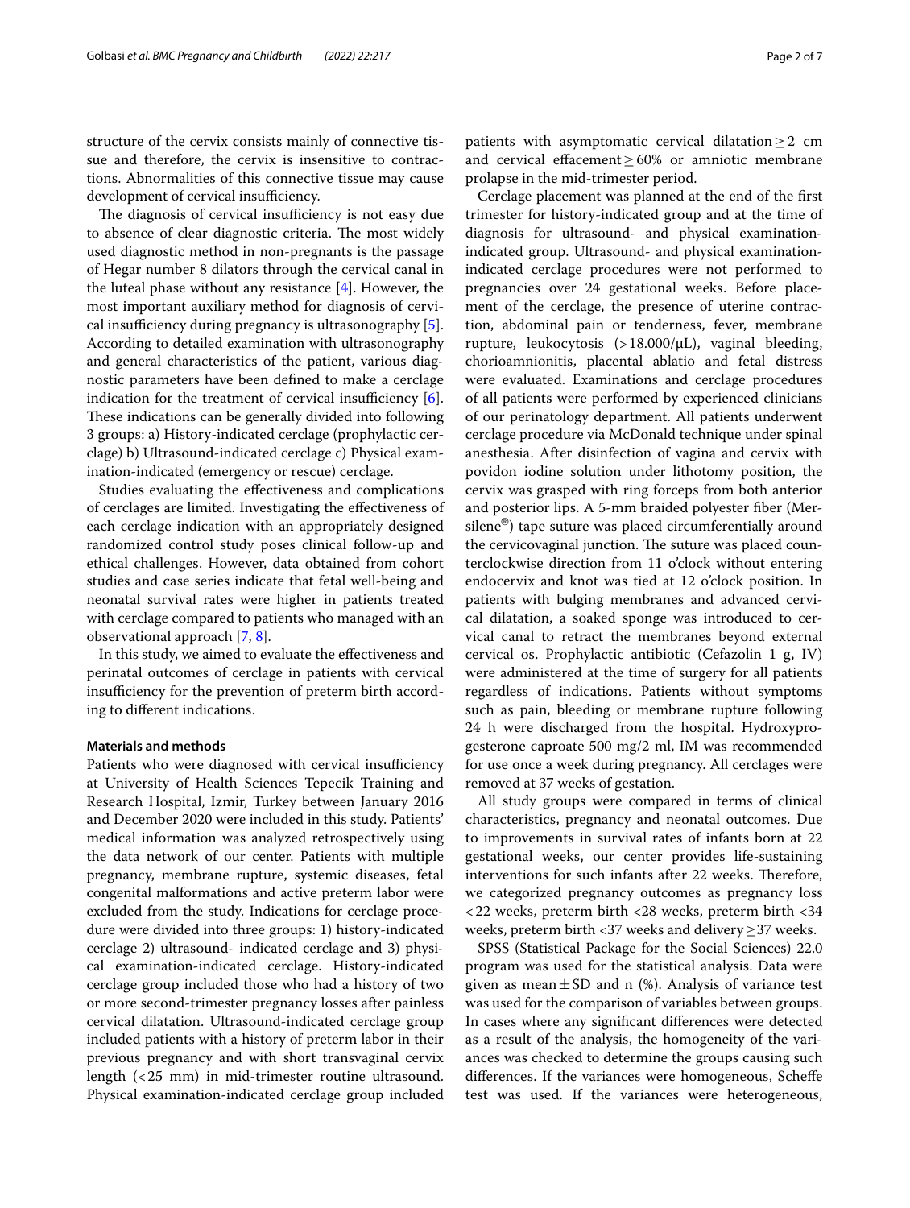structure of the cervix consists mainly of connective tissue and therefore, the cervix is insensitive to contractions. Abnormalities of this connective tissue may cause development of cervical insufficiency.

The diagnosis of cervical insufficiency is not easy due to absence of clear diagnostic criteria. The most widely used diagnostic method in non-pregnants is the passage of Hegar number 8 dilators through the cervical canal in the luteal phase without any resistance [4]. However, the most important auxiliary method for diagnosis of cervical insufficiency during pregnancy is ultrasonography [5]. According to detailed examination with ultrasonography and general characteristics of the patient, various diagnostic parameters have been defined to make a cerclage indication for the treatment of cervical insufficiency [6]. These indications can be generally divided into following 3 groups: a) History-indicated cerclage (prophylactic cerclage) b) Ultrasound-indicated cerclage c) Physical examination-indicated (emergency or rescue) cerclage.

Studies evaluating the effectiveness and complications of cerclages are limited. Investigating the effectiveness of each cerclage indication with an appropriately designed randomized control study poses clinical follow-up and ethical challenges. However, data obtained from cohort studies and case series indicate that fetal well-being and neonatal survival rates were higher in patients treated with cerclage compared to patients who managed with an observational approach [7, 8].

In this study, we aimed to evaluate the effectiveness and perinatal outcomes of cerclage in patients with cervical insufficiency for the prevention of preterm birth according to different indications.

## Materials and methods

Patients who were diagnosed with cervical insufficiency at University of Health Sciences Tepecik Training and Research Hospital, Izmir, Turkey between January 2016 and December 2020 were included in this study. Patients' medical information was analyzed retrospectively using the data network of our center. Patients with multiple pregnancy, membrane rupture, systemic diseases, fetal congenital malformations and active preterm labor were excluded from the study. Indications for cerclage procedure were divided into three groups: 1) history-indicated cerclage 2) ultrasound- indicated cerclage and 3) physical examination-indicated cerclage. History-indicated cerclage group included those who had a history of two or more second-trimester pregnancy losses after painless cervical dilatation. Ultrasound-indicated cerclage group included patients with a history of preterm labor in their previous pregnancy and with short transvaginal cervix length (<25 mm) in mid-trimester routine ultrasound. Physical examination-indicated cerclage group included patients with asymptomatic cervical dilatation $\geq 2$ cm and cervical effacement $\geq 60\%$ or amniotic membrane prolapse in the mid-trimester period.

Cerclage placement was planned at the end of the first trimester for history-indicated group and at the time of diagnosis for ultrasound- and physical examination-indicated group. Ultrasound- and physical examination-indicated cerclage procedures were not performed to pregnancies over 24 gestational weeks. Before placement of the cerclage, the presence of uterine contraction, abdominal pain or tenderness, fever, membrane rupture, leukocytosis ($>18.000/\mu L$), vaginal bleeding, chorioamnionitis, placental ablatio and fetal distress were evaluated. Examinations and cerclage procedures of all patients were performed by experienced clinicians of our perinatology department. All patients underwent cerclage procedure via McDonald technique under spinal anesthesia. After disinfection of vagina and cervix with povidon iodine solution under lithotomy position, the cervix was grasped with ring forceps from both anterior and posterior lips. A 5-mm braided polyester fiber (Mersilene®) tape suture was placed circumferentially around the cervicovaginal junction. The suture was placed counterclockwise direction from 11 o'clock without entering endocervix and knot was tied at 12 o'clock position. In patients with bulging membranes and advanced cervical dilatation, a soaked sponge was introduced to cervical canal to retract the membranes beyond external cervical os. Prophylactic antibiotic (Cefazolin 1 g, IV) were administered at the time of surgery for all patients regardless of indications. Patients without symptoms such as pain, bleeding or membrane rupture following 24 h were discharged from the hospital. Hydroxyprogesterone caproate 500 mg/2 ml, IM was recommended for use once a week during pregnancy. All cerclages were removed at 37 weeks of gestation.

All study groups were compared in terms of clinical characteristics, pregnancy and neonatal outcomes. Due to improvements in survival rates of infants born at 22 gestational weeks, our center provides life-sustaining interventions for such infants after 22 weeks. Therefore, we categorized pregnancy outcomes as pregnancy loss <22 weeks, preterm birth <28 weeks, preterm birth <34 weeks, preterm birth <37 weeks and delivery $\geq 37$ weeks.

SPSS (Statistical Package for the Social Sciences) 22.0 program was used for the statistical analysis. Data were given as mean $\pm$ SD and n (%). Analysis of variance test was used for the comparison of variables between groups. In cases where any significant differences were detected as a result of the analysis, the homogeneity of the variances was checked to determine the groups causing such differences. If the variances were homogeneous, Scheffe test was used. If the variances were heterogeneous,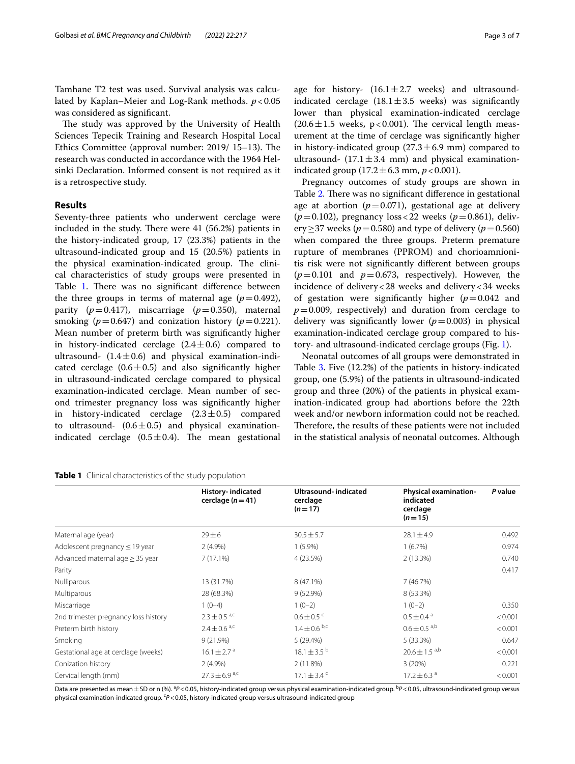Tamhane T2 test was used. Survival analysis was calculated by Kaplan–Meier and Log-Rank methods. $p<0.05$ was considered as significant.

The study was approved by the University of Health Sciences Tepecik Training and Research Hospital Local Ethics Committee (approval number: 2019/ 15–13). The research was conducted in accordance with the 1964 Helsinki Declaration. Informed consent is not required as it is a retrospective study.

## Results

Seventy-three patients who underwent cerclage were included in the study. There were 41 (56.2%) patients in the history-indicated group, 17 (23.3%) patients in the ultrasound-indicated group and 15 (20.5%) patients in the physical examination-indicated group. The clinical characteristics of study groups were presented in Table 1. There was no significant difference between the three groups in terms of maternal age ($p=0.492$), parity ($p=0.417$), miscarriage ($p=0.350$), maternal smoking ($p=0.647$) and conization history ($p=0.221$). Mean number of preterm birth was significantly higher in history-indicated cerclage ($2.4 \pm 0.6$) compared to ultrasound- ($1.4 \pm 0.6$) and physical examination-indicated cerclage ($0.6 \pm 0.5$) and also significantly higher in ultrasound-indicated cerclage compared to physical examination-indicated cerclage. Mean number of second trimester pregnancy loss was significantly higher in history-indicated cerclage ($2.3 \pm 0.5$) compared to ultrasound- ($0.6 \pm 0.5$) and physical examination-indicated cerclage ($0.5 \pm 0.4$). The mean gestational age for history- ($16.1 \pm 2.7$ weeks) and ultrasound-indicated cerclage ($18.1 \pm 3.5$ weeks) was significantly lower than physical examination-indicated cerclage ($20.6 \pm 1.5$ weeks, $p<0.001$). The cervical length measurement at the time of cerclage was significantly higher in history-indicated group ($27.3 \pm 6.9$ mm) compared to ultrasound- ($17.1 \pm 3.4$ mm) and physical examination-indicated group ($17.2 \pm 6.3$ mm, $p<0.001$).

Pregnancy outcomes of study groups are shown in Table 2. There was no significant difference in gestational age at abortion ($p=0.071$), gestational age at delivery ($p=0.102$), pregnancy loss < 22 weeks ($p=0.861$), delivery ≥ 37 weeks ($p=0.580$) and type of delivery ($p=0.560$) when compared the three groups. Preterm premature rupture of membranes (PPROM) and chorioamnionitis risk were not significantly different between groups ($p=0.101$ and $p=0.673$, respectively). However, the incidence of delivery < 28 weeks and delivery < 34 weeks of gestation were significantly higher ($p=0.042$ and $p=0.009$, respectively) and duration from cerclage to delivery was significantly lower ($p=0.003$) in physical examination-indicated cerclage group compared to history- and ultrasound-indicated cerclage groups (Fig. 1).

Neonatal outcomes of all groups were demonstrated in Table 3. Five (12.2%) of the patients in history-indicated group, one (5.9%) of the patients in ultrasound-indicated group and three (20%) of the patients in physical examination-indicated group had abortions before the 22th week and/or newborn information could not be reached. Therefore, the results of these patients were not included in the statistical analysis of neonatal outcomes. Although

**Table 1** Clinical characteristics of the study population

| | History- indicated cerclage ($n=41$) | Ultrasound- indicated cerclage ($n=17$) | Physical examination-indicated cerclage ($n=15$) | *P* value |
|---|---|---|---|---|
| Maternal age (year) | $29 \pm 6$ | $30.5 \pm 5.7$ | $28.1 \pm 4.9$ | 0.492 |
| Adolescent pregnancy ≤ 19 year | 2 (4.9%) | 1 (5.9%) | 1 (6.7%) | 0.974 |
| Advanced maternal age ≥ 35 year | 7 (17.1%) | 4 (23.5%) | 2 (13.3%) | 0.740 |
| Parity | | | | 0.417 |
| Nulliparous | 13 (31.7%) | 8 (47.1%) | 7 (46.7%) | |
| Multiparous | 28 (68.3%) | 9 (52.9%) | 8 (53.3%) | |
| Miscarriage | 1 (0–4) | 1 (0–2) | 1 (0–2) | 0.350 |
| 2nd trimester pregnancy loss history | $2.3 \pm 0.5^{a,c}$ | $0.6 \pm 0.5^{c}$ | $0.5 \pm 0.4^{a}$ | < 0.001 |
| Preterm birth history | $2.4 \pm 0.6^{a,c}$ | $1.4 \pm 0.6^{b,c}$ | $0.6 \pm 0.5^{a,b}$ | < 0.001 |
| Smoking | 9 (21.9%) | 5 (29.4%) | 5 (33.3%) | 0.647 |
| Gestational age at cerclage (weeks) | $16.1 \pm 2.7^{a}$ | $18.1 \pm 3.5^{b}$ | $20.6 \pm 1.5^{a,b}$ | < 0.001 |
| Conization history | 2 (4.9%) | 2 (11.8%) | 3 (20%) | 0.221 |
| Cervical length (mm) | $27.3 \pm 6.9^{a,c}$ | $17.1 \pm 3.4^{c}$ | $17.2 \pm 6.3^{a}$ | < 0.001 |

Data are presented as mean ± SD or n (%). [a]$P<0.05$, history-indicated group versus physical examination-indicated group. [b]$P<0.05$, ultrasound-indicated group versus physical examination-indicated group. [c]$P<0.05$, history-indicated group versus ultrasound-indicated group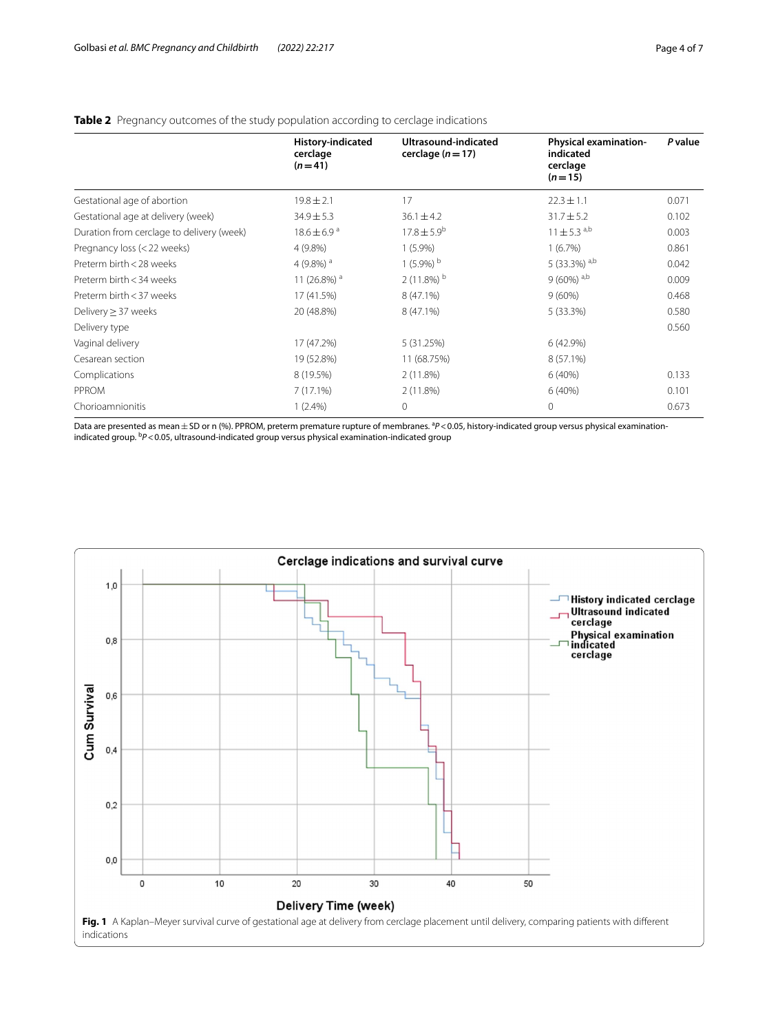**Table 2** Pregnancy outcomes of the study population according to cerclage indications

| | History-indicated cerclage ($n=41$) | Ultrasound-indicated cerclage ($n=17$) | Physical examination-indicated cerclage ($n=15$) | *P* value |
|---|---|---|---|---|
| Gestational age of abortion | 19.8 ± 2.1 | 17 | 22.3 ± 1.1 | 0.071 |
| Gestational age at delivery (week) | 34.9 ± 5.3 | 36.1 ± 4.2 | 31.7 ± 5.2 | 0.102 |
| Duration from cerclage to delivery (week) | 18.6 ± 6.9 [a] | 17.8 ± 5.9[b] | 11 ± 5.3 [a,b] | 0.003 |
| Pregnancy loss (<22 weeks) | 4 (9.8%) | 1 (5.9%) | 1 (6.7%) | 0.861 |
| Preterm birth <28 weeks | 4 (9.8%) [a] | 1 (5.9%) [b] | 5 (33.3%) [a,b] | 0.042 |
| Preterm birth <34 weeks | 11 (26.8%) [a] | 2 (11.8%) [b] | 9 (60%) [a,b] | 0.009 |
| Preterm birth <37 weeks | 17 (41.5%) | 8 (47.1%) | 9 (60%) | 0.468 |
| Delivery ≥ 37 weeks | 20 (48.8%) | 8 (47.1%) | 5 (33.3%) | 0.580 |
| Delivery type | | | | 0.560 |
| Vaginal delivery | 17 (47.2%) | 5 (31.25%) | 6 (42.9%) | |
| Cesarean section | 19 (52.8%) | 11 (68.75%) | 8 (57.1%) | |
| Complications | 8 (19.5%) | 2 (11.8%) | 6 (40%) | 0.133 |
| PPROM | 7 (17.1%) | 2 (11.8%) | 6 (40%) | 0.101 |
| Chorioamnionitis | 1 (2.4%) | 0 | 0 | 0.673 |

Data are presented as mean ± SD or n (%). PPROM, preterm premature rupture of membranes. [a]$P<0.05$, history-indicated group versus physical examination-indicated group. [b]$P<0.05$, ultrasound-indicated group versus physical examination-indicated group

**Fig. 1** A Kaplan–Meyer survival curve of gestational age at delivery from cerclage placement until delivery, comparing patients with different indications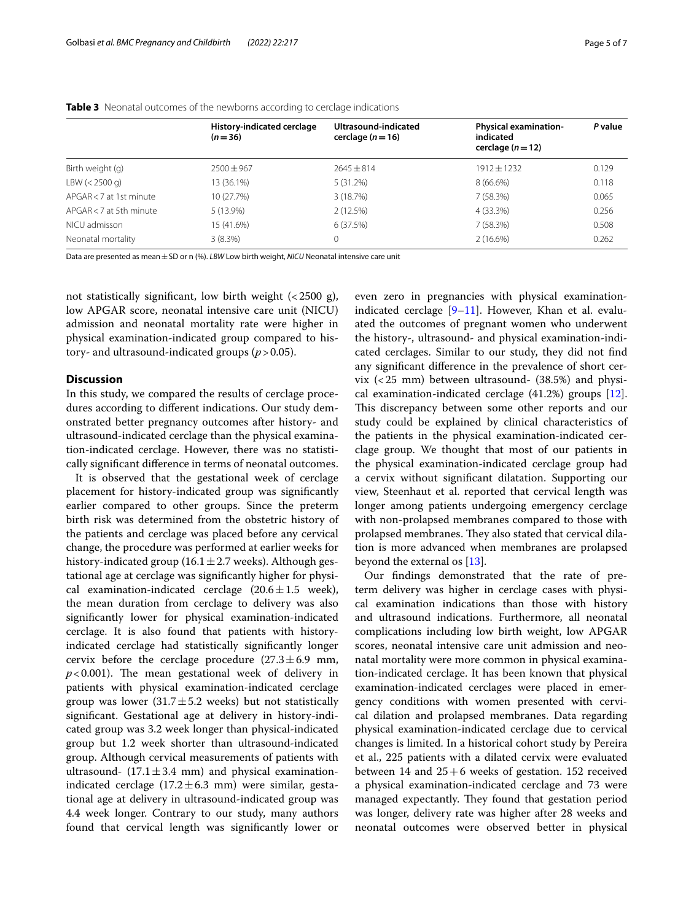**Table 3** Neonatal outcomes of the newborns according to cerclage indications

| | History-indicated cerclage ($n=36$) | Ultrasound-indicated cerclage ($n=16$) | Physical examination-indicated cerclage ($n=12$) | *P* value |
|---|---|---|---|---|
| Birth weight (g) | 2500 ± 967 | 2645 ± 814 | 1912 ± 1232 | 0.129 |
| LBW (< 2500 g) | 13 (36.1%) | 5 (31.2%) | 8 (66.6%) | 0.118 |
| APGAR < 7 at 1st minute | 10 (27.7%) | 3 (18.7%) | 7 (58.3%) | 0.065 |
| APGAR < 7 at 5th minute | 5 (13.9%) | 2 (12.5%) | 4 (33.3%) | 0.256 |
| NICU admisson | 15 (41.6%) | 6 (37.5%) | 7 (58.3%) | 0.508 |
| Neonatal mortality | 3 (8.3%) | 0 | 2 (16.6%) | 0.262 |

Data are presented as mean ± SD or n (%). *LBW* Low birth weight, *NICU* Neonatal intensive care unit

not statistically significant, low birth weight (< 2500 g), low APGAR score, neonatal intensive care unit (NICU) admission and neonatal mortality rate were higher in physical examination-indicated group compared to history- and ultrasound-indicated groups ($p > 0.05$).

## Discussion

In this study, we compared the results of cerclage procedures according to different indications. Our study demonstrated better pregnancy outcomes after history- and ultrasound-indicated cerclage than the physical examination-indicated cerclage. However, there was no statistically significant difference in terms of neonatal outcomes.

It is observed that the gestational week of cerclage placement for history-indicated group was significantly earlier compared to other groups. Since the preterm birth risk was determined from the obstetric history of the patients and cerclage was placed before any cervical change, the procedure was performed at earlier weeks for history-indicated group (16.1 ± 2.7 weeks). Although gestational age at cerclage was significantly higher for physical examination-indicated cerclage (20.6 ± 1.5 week), the mean duration from cerclage to delivery was also significantly lower for physical examination-indicated cerclage. It is also found that patients with history-indicated cerclage had statistically significantly longer cervix before the cerclage procedure (27.3 ± 6.9 mm, $p < 0.001$). The mean gestational week of delivery in patients with physical examination-indicated cerclage group was lower (31.7 ± 5.2 weeks) but not statistically significant. Gestational age at delivery in history-indicated group was 3.2 week longer than physical-indicated group but 1.2 week shorter than ultrasound-indicated group. Although cervical measurements of patients with ultrasound- (17.1 ± 3.4 mm) and physical examination-indicated cerclage (17.2 ± 6.3 mm) were similar, gestational age at delivery in ultrasound-indicated group was 4.4 week longer. Contrary to our study, many authors found that cervical length was significantly lower or even zero in pregnancies with physical examination-indicated cerclage [9–11]. However, Khan et al. evaluated the outcomes of pregnant women who underwent the history-, ultrasound- and physical examination-indicated cerclages. Similar to our study, they did not find any significant difference in the prevalence of short cervix (< 25 mm) between ultrasound- (38.5%) and physical examination-indicated cerclage (41.2%) groups [12]. This discrepancy between some other reports and our study could be explained by clinical characteristics of the patients in the physical examination-indicated cerclage group. We thought that most of our patients in the physical examination-indicated cerclage group had a cervix without significant dilatation. Supporting our view, Steenhaut et al. reported that cervical length was longer among patients undergoing emergency cerclage with non-prolapsed membranes compared to those with prolapsed membranes. They also stated that cervical dilation is more advanced when membranes are prolapsed beyond the external os [13].

Our findings demonstrated that the rate of preterm delivery was higher in cerclage cases with physical examination indications than those with history and ultrasound indications. Furthermore, all neonatal complications including low birth weight, low APGAR scores, neonatal intensive care unit admission and neonatal mortality were more common in physical examination-indicated cerclage. It has been known that physical examination-indicated cerclages were placed in emergency conditions with women presented with cervical dilation and prolapsed membranes. Data regarding physical examination-indicated cerclage due to cervical changes is limited. In a historical cohort study by Pereira et al., 225 patients with a dilated cervix were evaluated between 14 and 25 + 6 weeks of gestation. 152 received a physical examination-indicated cerclage and 73 were managed expectantly. They found that gestation period was longer, delivery rate was higher after 28 weeks and neonatal outcomes were observed better in physical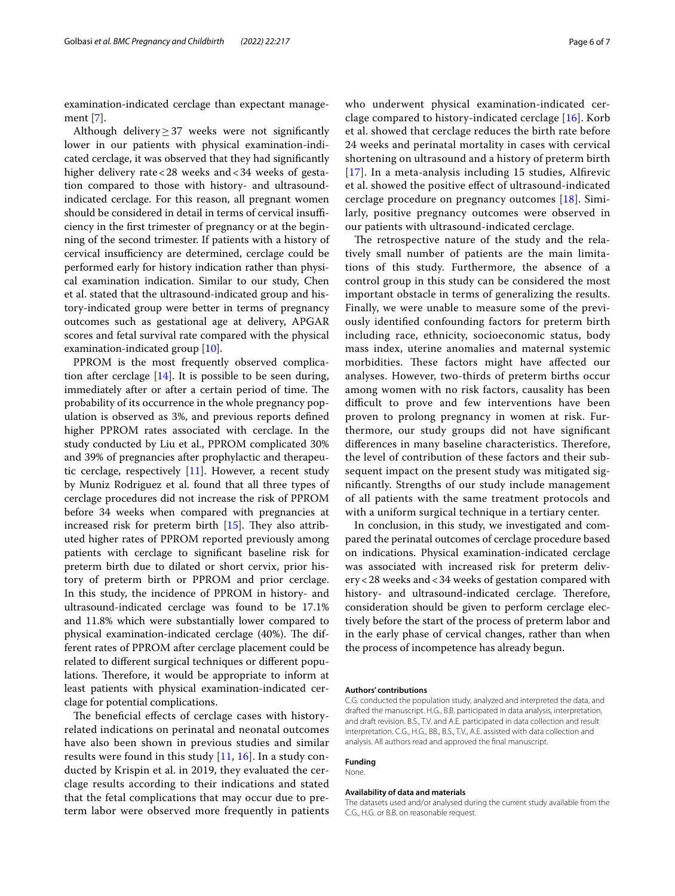examination-indicated cerclage than expectant management [7].

Although delivery ≥ 37 weeks were not significantly lower in our patients with physical examination-indicated cerclage, it was observed that they had significantly higher delivery rate < 28 weeks and < 34 weeks of gestation compared to those with history- and ultrasound-indicated cerclage. For this reason, all pregnant women should be considered in detail in terms of cervical insufficiency in the first trimester of pregnancy or at the beginning of the second trimester. If patients with a history of cervical insufficiency are determined, cerclage could be performed early for history indication rather than physical examination indication. Similar to our study, Chen et al. stated that the ultrasound-indicated group and history-indicated group were better in terms of pregnancy outcomes such as gestational age at delivery, APGAR scores and fetal survival rate compared with the physical examination-indicated group [10].

PPROM is the most frequently observed complication after cerclage [14]. It is possible to be seen during, immediately after or after a certain period of time. The probability of its occurrence in the whole pregnancy population is observed as 3%, and previous reports defined higher PPROM rates associated with cerclage. In the study conducted by Liu et al., PPROM complicated 30% and 39% of pregnancies after prophylactic and therapeutic cerclage, respectively [11]. However, a recent study by Muniz Rodriguez et al. found that all three types of cerclage procedures did not increase the risk of PPROM before 34 weeks when compared with pregnancies at increased risk for preterm birth [15]. They also attributed higher rates of PPROM reported previously among patients with cerclage to significant baseline risk for preterm birth due to dilated or short cervix, prior history of preterm birth or PPROM and prior cerclage. In this study, the incidence of PPROM in history- and ultrasound-indicated cerclage was found to be 17.1% and 11.8% which were substantially lower compared to physical examination-indicated cerclage (40%). The different rates of PPROM after cerclage placement could be related to different surgical techniques or different populations. Therefore, it would be appropriate to inform at least patients with physical examination-indicated cerclage for potential complications.

The beneficial effects of cerclage cases with history-related indications on perinatal and neonatal outcomes have also been shown in previous studies and similar results were found in this study [11, 16]. In a study conducted by Krispin et al. in 2019, they evaluated the cerclage results according to their indications and stated that the fetal complications that may occur due to preterm labor were observed more frequently in patients who underwent physical examination-indicated cerclage compared to history-indicated cerclage [16]. Korb et al. showed that cerclage reduces the birth rate before 24 weeks and perinatal mortality in cases with cervical shortening on ultrasound and a history of preterm birth [17]. In a meta-analysis including 15 studies, Alfirevic et al. showed the positive effect of ultrasound-indicated cerclage procedure on pregnancy outcomes [18]. Similarly, positive pregnancy outcomes were observed in our patients with ultrasound-indicated cerclage.

The retrospective nature of the study and the relatively small number of patients are the main limitations of this study. Furthermore, the absence of a control group in this study can be considered the most important obstacle in terms of generalizing the results. Finally, we were unable to measure some of the previously identified confounding factors for preterm birth including race, ethnicity, socioeconomic status, body mass index, uterine anomalies and maternal systemic morbidities. These factors might have affected our analyses. However, two-thirds of preterm births occur among women with no risk factors, causality has been difficult to prove and few interventions have been proven to prolong pregnancy in women at risk. Furthermore, our study groups did not have significant differences in many baseline characteristics. Therefore, the level of contribution of these factors and their subsequent impact on the present study was mitigated significantly. Strengths of our study include management of all patients with the same treatment protocols and with a uniform surgical technique in a tertiary center.

In conclusion, in this study, we investigated and compared the perinatal outcomes of cerclage procedure based on indications. Physical examination-indicated cerclage was associated with increased risk for preterm delivery < 28 weeks and < 34 weeks of gestation compared with history- and ultrasound-indicated cerclage. Therefore, consideration should be given to perform cerclage electively before the start of the process of preterm labor and in the early phase of cervical changes, rather than when the process of incompetence has already begun.

#### Authors' contributions

C.G. conducted the population study, analyzed and interpreted the data, and drafted the manuscript. H.G., B.B. participated in data analysis, interpretation, and draft revision. B.S., T.V. and A.E. participated in data collection and result interpretation. C.G., H.G., BB., B.S., T.V., A.E. assisted with data collection and analysis. All authors read and approved the final manuscript.

#### Funding

None.

#### Availability of data and materials

The datasets used and/or analysed during the current study available from the C.G., H.G. or B.B. on reasonable request.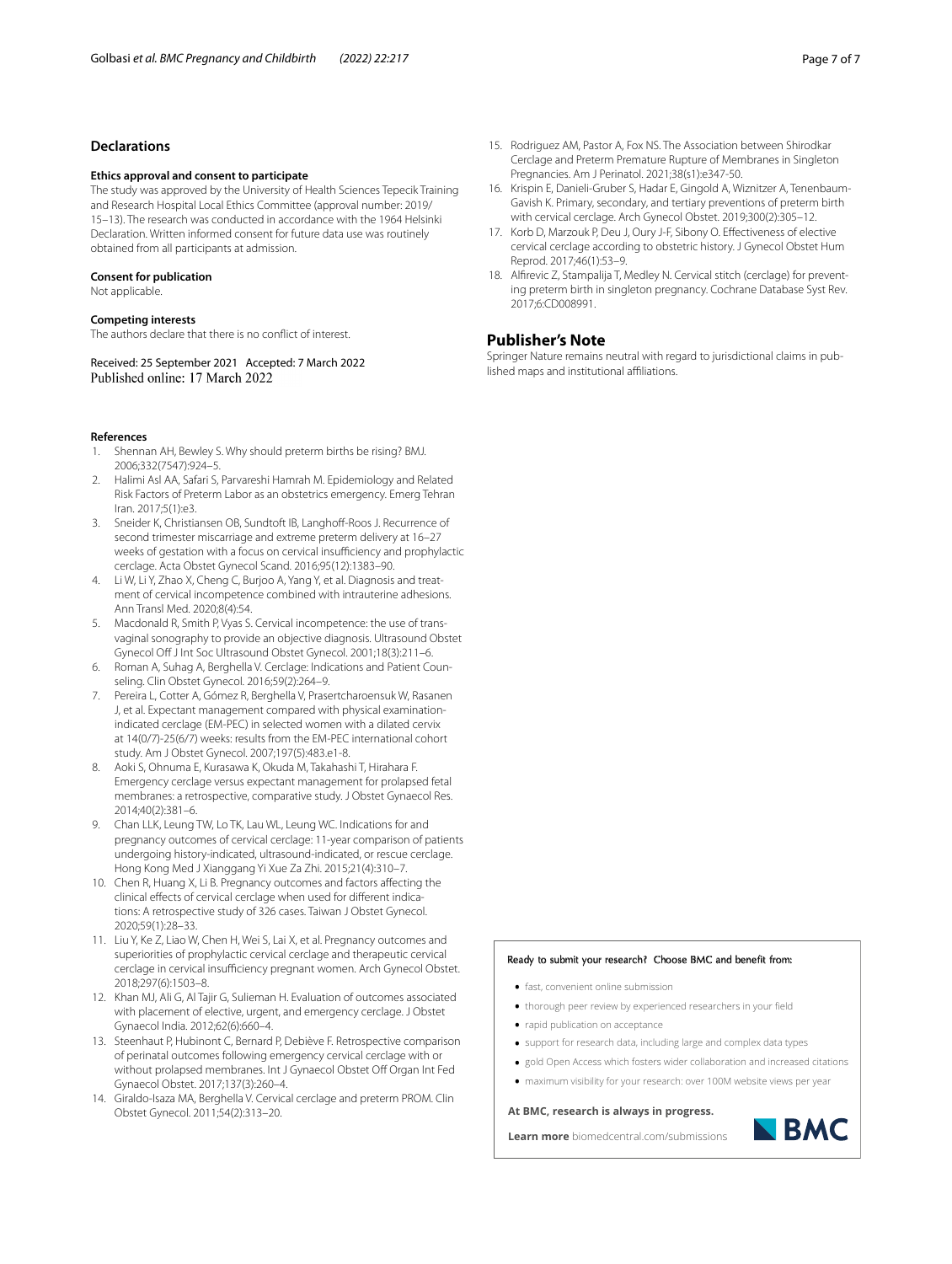## Declarations

### Ethics approval and consent to participate

The study was approved by the University of Health Sciences Tepecik Training and Research Hospital Local Ethics Committee (approval number: 2019/15–13). The research was conducted in accordance with the 1964 Helsinki Declaration. Written informed consent for future data use was routinely obtained from all participants at admission.

### Consent for publication

Not applicable.

### Competing interests

The authors declare that there is no conflict of interest.

Received: 25 September 2021 Accepted: 7 March 2022
Published online: 17 March 2022

### References

1. Shennan AH, Bewley S. Why should preterm births be rising? BMJ. 2006;332(7547):924–5.
2. Halimi Asl AA, Safari S, Parvareshi Hamrah M. Epidemiology and Related Risk Factors of Preterm Labor as an obstetrics emergency. Emerg Tehran Iran. 2017;5(1):e3.
3. Sneider K, Christiansen OB, Sundtoft IB, Langhoff-Roos J. Recurrence of second trimester miscarriage and extreme preterm delivery at 16–27 weeks of gestation with a focus on cervical insufficiency and prophylactic cerclage. Acta Obstet Gynecol Scand. 2016;95(12):1383–90.
4. Li W, Li Y, Zhao X, Cheng C, Burjoo A, Yang Y, et al. Diagnosis and treatment of cervical incompetence combined with intrauterine adhesions. Ann Transl Med. 2020;8(4):54.
5. Macdonald R, Smith P, Vyas S. Cervical incompetence: the use of transvaginal sonography to provide an objective diagnosis. Ultrasound Obstet Gynecol Off J Int Soc Ultrasound Obstet Gynecol. 2001;18(3):211–6.
6. Roman A, Suhag A, Berghella V. Cerclage: Indications and Patient Counseling. Clin Obstet Gynecol. 2016;59(2):264–9.
7. Pereira L, Cotter A, Gómez R, Berghella V, Prasertcharoensuk W, Rasanen J, et al. Expectant management compared with physical examination-indicated cerclage (EM-PEC) in selected women with a dilated cervix at 14(0/7)-25(6/7) weeks: results from the EM-PEC international cohort study. Am J Obstet Gynecol. 2007;197(5):483.e1-8.
8. Aoki S, Ohnuma E, Kurasawa K, Okuda M, Takahashi T, Hirahara F. Emergency cerclage versus expectant management for prolapsed fetal membranes: a retrospective, comparative study. J Obstet Gynaecol Res. 2014;40(2):381–6.
9. Chan LLK, Leung TW, Lo TK, Lau WL, Leung WC. Indications for and pregnancy outcomes of cervical cerclage: 11-year comparison of patients undergoing history-indicated, ultrasound-indicated, or rescue cerclage. Hong Kong Med J Xianggang Yi Xue Za Zhi. 2015;21(4):310–7.
10. Chen R, Huang X, Li B. Pregnancy outcomes and factors affecting the clinical effects of cervical cerclage when used for different indications: A retrospective study of 326 cases. Taiwan J Obstet Gynecol. 2020;59(1):28–33.
11. Liu Y, Ke Z, Liao W, Chen H, Wei S, Lai X, et al. Pregnancy outcomes and superiorities of prophylactic cervical cerclage and therapeutic cervical cerclage in cervical insufficiency pregnant women. Arch Gynecol Obstet. 2018;297(6):1503–8.
12. Khan MJ, Ali G, Al Tajir G, Sulieman H. Evaluation of outcomes associated with placement of elective, urgent, and emergency cerclage. J Obstet Gynaecol India. 2012;62(6):660–4.
13. Steenhaut P, Hubinont C, Bernard P, Debiève F. Retrospective comparison of perinatal outcomes following emergency cervical cerclage with or without prolapsed membranes. Int J Gynaecol Obstet Off Organ Int Fed Gynaecol Obstet. 2017;137(3):260–4.
14. Giraldo-Isaza MA, Berghella V. Cervical cerclage and preterm PROM. Clin Obstet Gynecol. 2011;54(2):313–20.
15. Rodriguez AM, Pastor A, Fox NS. The Association between Shirodkar Cerclage and Preterm Premature Rupture of Membranes in Singleton Pregnancies. Am J Perinatol. 2021;38(s1):e347-50.
16. Krispin E, Danieli-Gruber S, Hadar E, Gingold A, Wiznitzer A, Tenenbaum-Gavish K. Primary, secondary, and tertiary preventions of preterm birth with cervical cerclage. Arch Gynecol Obstet. 2019;300(2):305–12.
17. Korb D, Marzouk P, Deu J, Oury J-F, Sibony O. Effectiveness of elective cervical cerclage according to obstetric history. J Gynecol Obstet Hum Reprod. 2017;46(1):53–9.
18. Alfirevic Z, Stampalija T, Medley N. Cervical stitch (cerclage) for preventing preterm birth in singleton pregnancy. Cochrane Database Syst Rev. 2017;6:CD008991.

## Publisher's Note

Springer Nature remains neutral with regard to jurisdictional claims in published maps and institutional affiliations.

Ready to submit your research? Choose BMC and benefit from:

- fast, convenient online submission
- thorough peer review by experienced researchers in your field
- rapid publication on acceptance
- support for research data, including large and complex data types
- gold Open Access which fosters wider collaboration and increased citations
- maximum visibility for your research: over 100M website views per year

**At BMC, research is always in progress.**

**Learn more** biomedcentral.com/submissions